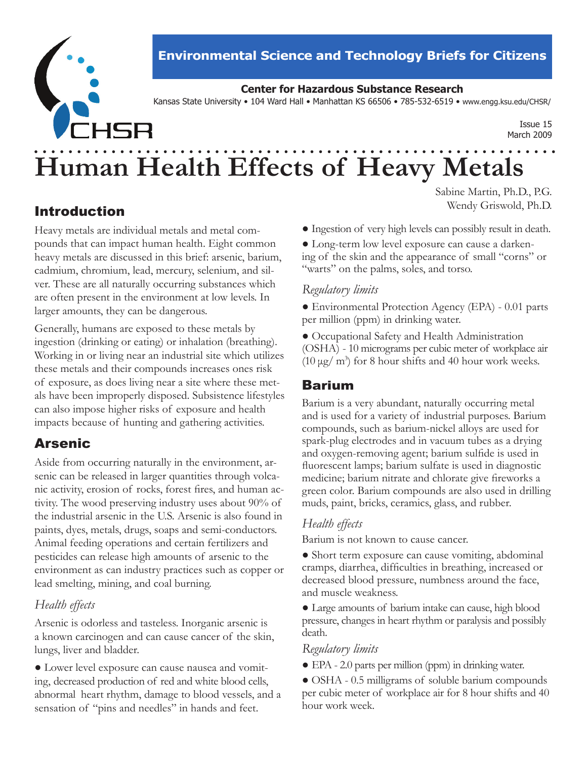Environmental Science and Technology Briefs for Citizens

**Center for Hazardous Substance Research**

Kansas State University • 104 Ward Hall • Manhattan KS 66506 • 785-532-6519 • www.engg.ksu.edu/CHSR/

Issue 15
March 2009

# Human Health Effects of Heavy Metals

Sabine Martin, Ph.D., P.G.
Wendy Griswold, Ph.D.

## Introduction

Heavy metals are individual metals and metal compounds that can impact human health. Eight common heavy metals are discussed in this brief: arsenic, barium, cadmium, chromium, lead, mercury, selenium, and silver. These are all naturally occurring substances which are often present in the environment at low levels. In larger amounts, they can be dangerous.

Generally, humans are exposed to these metals by ingestion (drinking or eating) or inhalation (breathing). Working in or living near an industrial site which utilizes these metals and their compounds increases ones risk of exposure, as does living near a site where these metals have been improperly disposed. Subsistence lifestyles can also impose higher risks of exposure and health impacts because of hunting and gathering activities.

## Arsenic

Aside from occurring naturally in the environment, arsenic can be released in larger quantities through volcanic activity, erosion of rocks, forest fires, and human activity. The wood preserving industry uses about 90% of the industrial arsenic in the U.S. Arsenic is also found in paints, dyes, metals, drugs, soaps and semi-conductors. Animal feeding operations and certain fertilizers and pesticides can release high amounts of arsenic to the environment as can industry practices such as copper or lead smelting, mining, and coal burning.

### *Health effects*

Arsenic is odorless and tasteless. Inorganic arsenic is a known carcinogen and can cause cancer of the skin, lungs, liver and bladder.

- Lower level exposure can cause nausea and vomiting, decreased production of red and white blood cells, abnormal heart rhythm, damage to blood vessels, and a sensation of "pins and needles" in hands and feet.
- Ingestion of very high levels can possibly result in death.
- Long-term low level exposure can cause a darkening of the skin and the appearance of small "corns" or "warts" on the palms, soles, and torso.

### *Regulatory limits*

- Environmental Protection Agency (EPA) - 0.01 parts per million (ppm) in drinking water.
- Occupational Safety and Health Administration (OSHA) - 10 micrograms per cubic meter of workplace air ($10\ \mu g/m^3$) for 8 hour shifts and 40 hour work weeks.

## Barium

Barium is a very abundant, naturally occurring metal and is used for a variety of industrial purposes. Barium compounds, such as barium-nickel alloys are used for spark-plug electrodes and in vacuum tubes as a drying and oxygen-removing agent; barium sulfide is used in fluorescent lamps; barium sulfate is used in diagnostic medicine; barium nitrate and chlorate give fireworks a green color. Barium compounds are also used in drilling muds, paint, bricks, ceramics, glass, and rubber.

### *Health effects*

Barium is not known to cause cancer.

- Short term exposure can cause vomiting, abdominal cramps, diarrhea, difficulties in breathing, increased or decreased blood pressure, numbness around the face, and muscle weakness.
- Large amounts of barium intake can cause, high blood pressure, changes in heart rhythm or paralysis and possibly death.

### *Regulatory limits*

- EPA - 2.0 parts per million (ppm) in drinking water.
- OSHA - 0.5 milligrams of soluble barium compounds per cubic meter of workplace air for 8 hour shifts and 40 hour work week.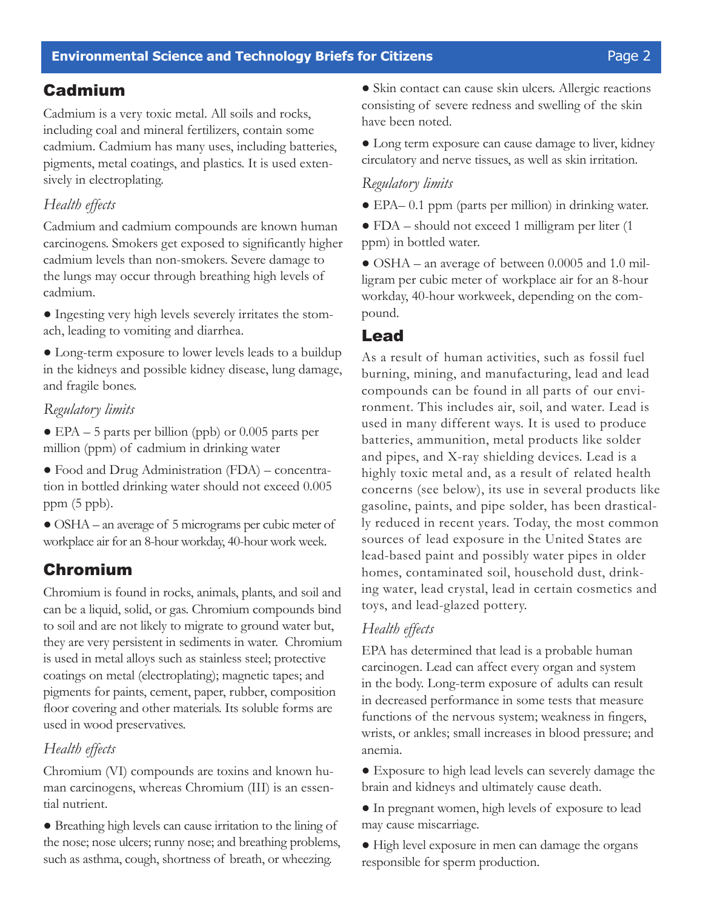## Cadmium

Cadmium is a very toxic metal. All soils and rocks, including coal and mineral fertilizers, contain some cadmium. Cadmium has many uses, including batteries, pigments, metal coatings, and plastics. It is used extensively in electroplating.

*Health effects*

Cadmium and cadmium compounds are known human carcinogens. Smokers get exposed to significantly higher cadmium levels than non-smokers. Severe damage to the lungs may occur through breathing high levels of cadmium.

- Ingesting very high levels severely irritates the stomach, leading to vomiting and diarrhea.
- Long-term exposure to lower levels leads to a buildup in the kidneys and possible kidney disease, lung damage, and fragile bones.

*Regulatory limits*

- EPA – 5 parts per billion (ppb) or 0.005 parts per million (ppm) of cadmium in drinking water
- Food and Drug Administration (FDA) – concentration in bottled drinking water should not exceed 0.005 ppm (5 ppb).
- OSHA – an average of 5 micrograms per cubic meter of workplace air for an 8-hour workday, 40-hour work week.

## Chromium

Chromium is found in rocks, animals, plants, and soil and can be a liquid, solid, or gas. Chromium compounds bind to soil and are not likely to migrate to ground water but, they are very persistent in sediments in water. Chromium is used in metal alloys such as stainless steel; protective coatings on metal (electroplating); magnetic tapes; and pigments for paints, cement, paper, rubber, composition floor covering and other materials. Its soluble forms are used in wood preservatives.

*Health effects*

Chromium (VI) compounds are toxins and known human carcinogens, whereas Chromium (III) is an essential nutrient.

- Breathing high levels can cause irritation to the lining of the nose; nose ulcers; runny nose; and breathing problems, such as asthma, cough, shortness of breath, or wheezing.
- Skin contact can cause skin ulcers. Allergic reactions consisting of severe redness and swelling of the skin have been noted.
- Long term exposure can cause damage to liver, kidney circulatory and nerve tissues, as well as skin irritation.

*Regulatory limits*

- EPA– 0.1 ppm (parts per million) in drinking water.
- FDA – should not exceed 1 milligram per liter (1 ppm) in bottled water.
- OSHA – an average of between 0.0005 and 1.0 milligram per cubic meter of workplace air for an 8-hour workday, 40-hour workweek, depending on the compound.

## Lead

As a result of human activities, such as fossil fuel burning, mining, and manufacturing, lead and lead compounds can be found in all parts of our environment. This includes air, soil, and water. Lead is used in many different ways. It is used to produce batteries, ammunition, metal products like solder and pipes, and X-ray shielding devices. Lead is a highly toxic metal and, as a result of related health concerns (see below), its use in several products like gasoline, paints, and pipe solder, has been drastically reduced in recent years. Today, the most common sources of lead exposure in the United States are lead-based paint and possibly water pipes in older homes, contaminated soil, household dust, drinking water, lead crystal, lead in certain cosmetics and toys, and lead-glazed pottery.

*Health effects*

EPA has determined that lead is a probable human carcinogen. Lead can affect every organ and system in the body. Long-term exposure of adults can result in decreased performance in some tests that measure functions of the nervous system; weakness in fingers, wrists, or ankles; small increases in blood pressure; and anemia.

- Exposure to high lead levels can severely damage the brain and kidneys and ultimately cause death.
- In pregnant women, high levels of exposure to lead may cause miscarriage.
- High level exposure in men can damage the organs responsible for sperm production.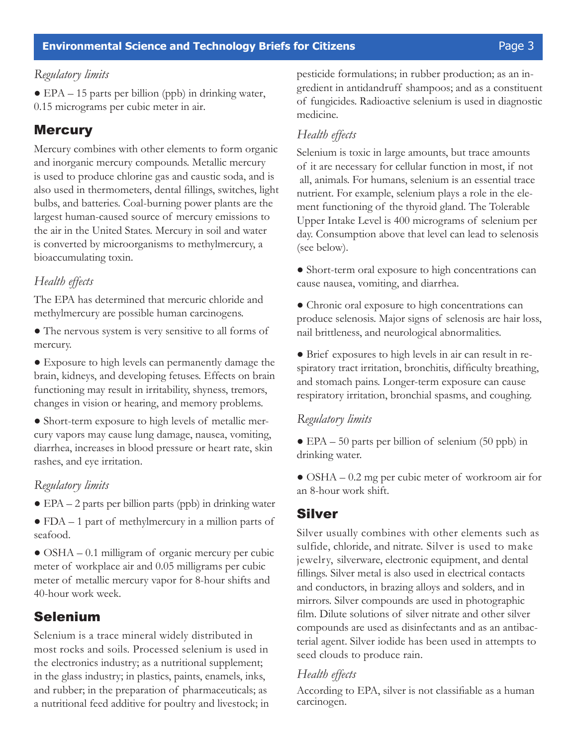*Regulatory limits*

- EPA – 15 parts per billion (ppb) in drinking water, 0.15 micrograms per cubic meter in air.

## Mercury

Mercury combines with other elements to form organic and inorganic mercury compounds. Metallic mercury is used to produce chlorine gas and caustic soda, and is also used in thermometers, dental fillings, switches, light bulbs, and batteries. Coal-burning power plants are the largest human-caused source of mercury emissions to the air in the United States. Mercury in soil and water is converted by microorganisms to methylmercury, a bioaccumulating toxin.

*Health effects*

The EPA has determined that mercuric chloride and methylmercury are possible human carcinogens.

- The nervous system is very sensitive to all forms of mercury.
- Exposure to high levels can permanently damage the brain, kidneys, and developing fetuses. Effects on brain functioning may result in irritability, shyness, tremors, changes in vision or hearing, and memory problems.
- Short-term exposure to high levels of metallic mercury vapors may cause lung damage, nausea, vomiting, diarrhea, increases in blood pressure or heart rate, skin rashes, and eye irritation.

*Regulatory limits*

- EPA – 2 parts per billion parts (ppb) in drinking water
- FDA – 1 part of methylmercury in a million parts of seafood.
- OSHA – 0.1 milligram of organic mercury per cubic meter of workplace air and 0.05 milligrams per cubic meter of metallic mercury vapor for 8-hour shifts and 40-hour work week.

## Selenium

Selenium is a trace mineral widely distributed in most rocks and soils. Processed selenium is used in the electronics industry; as a nutritional supplement; in the glass industry; in plastics, paints, enamels, inks, and rubber; in the preparation of pharmaceuticals; as a nutritional feed additive for poultry and livestock; in pesticide formulations; in rubber production; as an ingredient in antidandruff shampoos; and as a constituent of fungicides. Radioactive selenium is used in diagnostic medicine.

*Health effects*

Selenium is toxic in large amounts, but trace amounts of it are necessary for cellular function in most, if not all, animals. For humans, selenium is an essential trace nutrient. For example, selenium plays a role in the element functioning of the thyroid gland. The Tolerable Upper Intake Level is 400 micrograms of selenium per day. Consumption above that level can lead to selenosis (see below).

- Short-term oral exposure to high concentrations can cause nausea, vomiting, and diarrhea.
- Chronic oral exposure to high concentrations can produce selenosis. Major signs of selenosis are hair loss, nail brittleness, and neurological abnormalities.
- Brief exposures to high levels in air can result in respiratory tract irritation, bronchitis, difficulty breathing, and stomach pains. Longer-term exposure can cause respiratory irritation, bronchial spasms, and coughing.

*Regulatory limits*

- EPA – 50 parts per billion of selenium (50 ppb) in drinking water.
- OSHA – 0.2 mg per cubic meter of workroom air for an 8-hour work shift.

## Silver

Silver usually combines with other elements such as sulfide, chloride, and nitrate. Silver is used to make jewelry, silverware, electronic equipment, and dental fillings. Silver metal is also used in electrical contacts and conductors, in brazing alloys and solders, and in mirrors. Silver compounds are used in photographic film. Dilute solutions of silver nitrate and other silver compounds are used as disinfectants and as an antibacterial agent. Silver iodide has been used in attempts to seed clouds to produce rain.

*Health effects*

According to EPA, silver is not classifiable as a human carcinogen.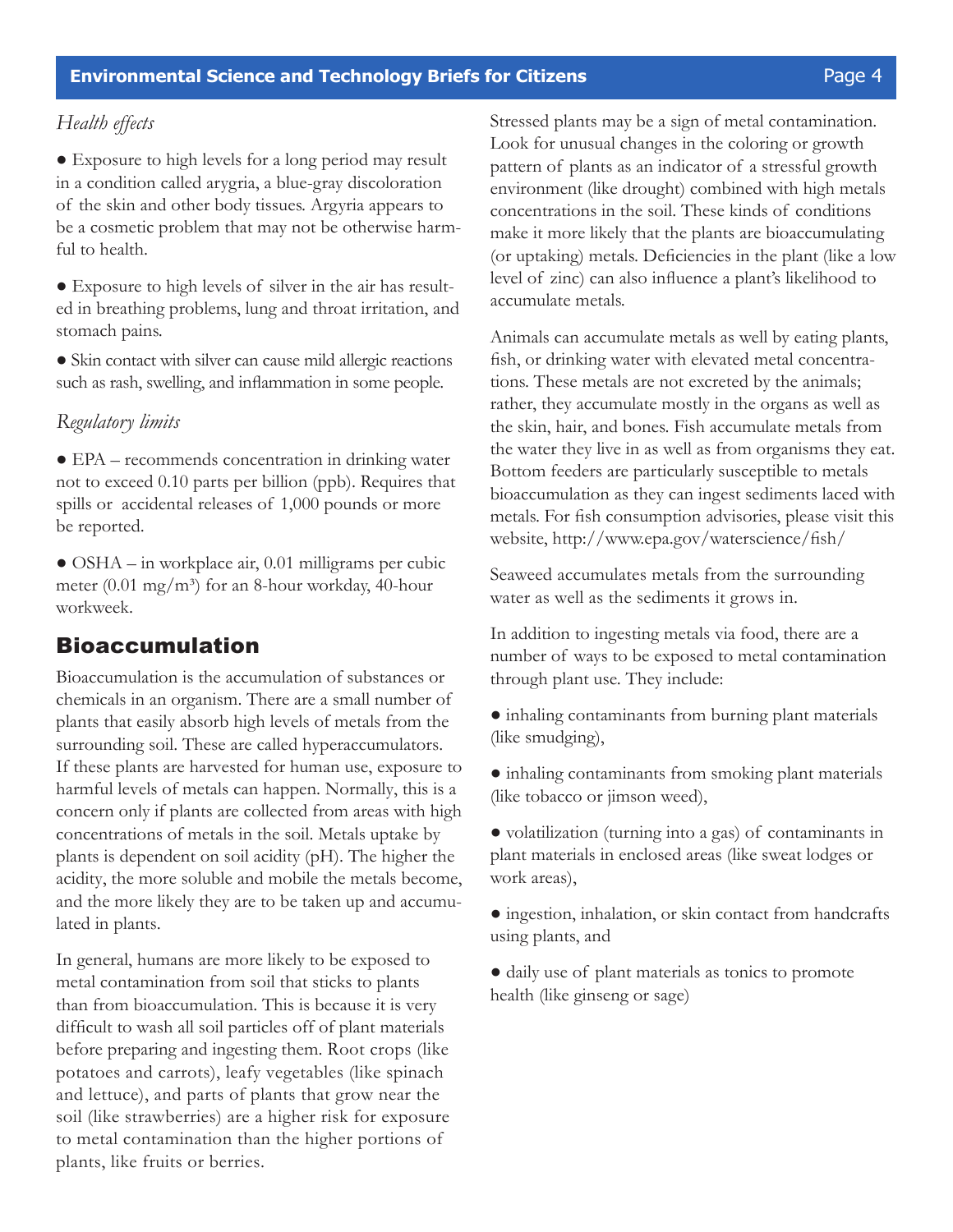*Health effects*

- Exposure to high levels for a long period may result in a condition called arygria, a blue-gray discoloration of the skin and other body tissues. Argyria appears to be a cosmetic problem that may not be otherwise harmful to health.
- Exposure to high levels of silver in the air has resulted in breathing problems, lung and throat irritation, and stomach pains.
- Skin contact with silver can cause mild allergic reactions such as rash, swelling, and inflammation in some people.

*Regulatory limits*

- EPA – recommends concentration in drinking water not to exceed 0.10 parts per billion (ppb). Requires that spills or accidental releases of 1,000 pounds or more be reported.
- OSHA – in workplace air, 0.01 milligrams per cubic meter (0.01 $mg/m^3$) for an 8-hour workday, 40-hour workweek.

## Bioaccumulation

Bioaccumulation is the accumulation of substances or chemicals in an organism. There are a small number of plants that easily absorb high levels of metals from the surrounding soil. These are called hyperaccumulators. If these plants are harvested for human use, exposure to harmful levels of metals can happen. Normally, this is a concern only if plants are collected from areas with high concentrations of metals in the soil. Metals uptake by plants is dependent on soil acidity (pH). The higher the acidity, the more soluble and mobile the metals become, and the more likely they are to be taken up and accumulated in plants.

In general, humans are more likely to be exposed to metal contamination from soil that sticks to plants than from bioaccumulation. This is because it is very difficult to wash all soil particles off of plant materials before preparing and ingesting them. Root crops (like potatoes and carrots), leafy vegetables (like spinach and lettuce), and parts of plants that grow near the soil (like strawberries) are a higher risk for exposure to metal contamination than the higher portions of plants, like fruits or berries.

Stressed plants may be a sign of metal contamination. Look for unusual changes in the coloring or growth pattern of plants as an indicator of a stressful growth environment (like drought) combined with high metals concentrations in the soil. These kinds of conditions make it more likely that the plants are bioaccumulating (or uptaking) metals. Deficiencies in the plant (like a low level of zinc) can also influence a plant's likelihood to accumulate metals.

Animals can accumulate metals as well by eating plants, fish, or drinking water with elevated metal concentrations. These metals are not excreted by the animals; rather, they accumulate mostly in the organs as well as the skin, hair, and bones. Fish accumulate metals from the water they live in as well as from organisms they eat. Bottom feeders are particularly susceptible to metals bioaccumulation as they can ingest sediments laced with metals. For fish consumption advisories, please visit this website, http://www.epa.gov/waterscience/fish/

Seaweed accumulates metals from the surrounding water as well as the sediments it grows in.

In addition to ingesting metals via food, there are a number of ways to be exposed to metal contamination through plant use. They include:

- inhaling contaminants from burning plant materials (like smudging),
- inhaling contaminants from smoking plant materials (like tobacco or jimson weed),
- volatilization (turning into a gas) of contaminants in plant materials in enclosed areas (like sweat lodges or work areas),
- ingestion, inhalation, or skin contact from handcrafts using plants, and
- daily use of plant materials as tonics to promote health (like ginseng or sage)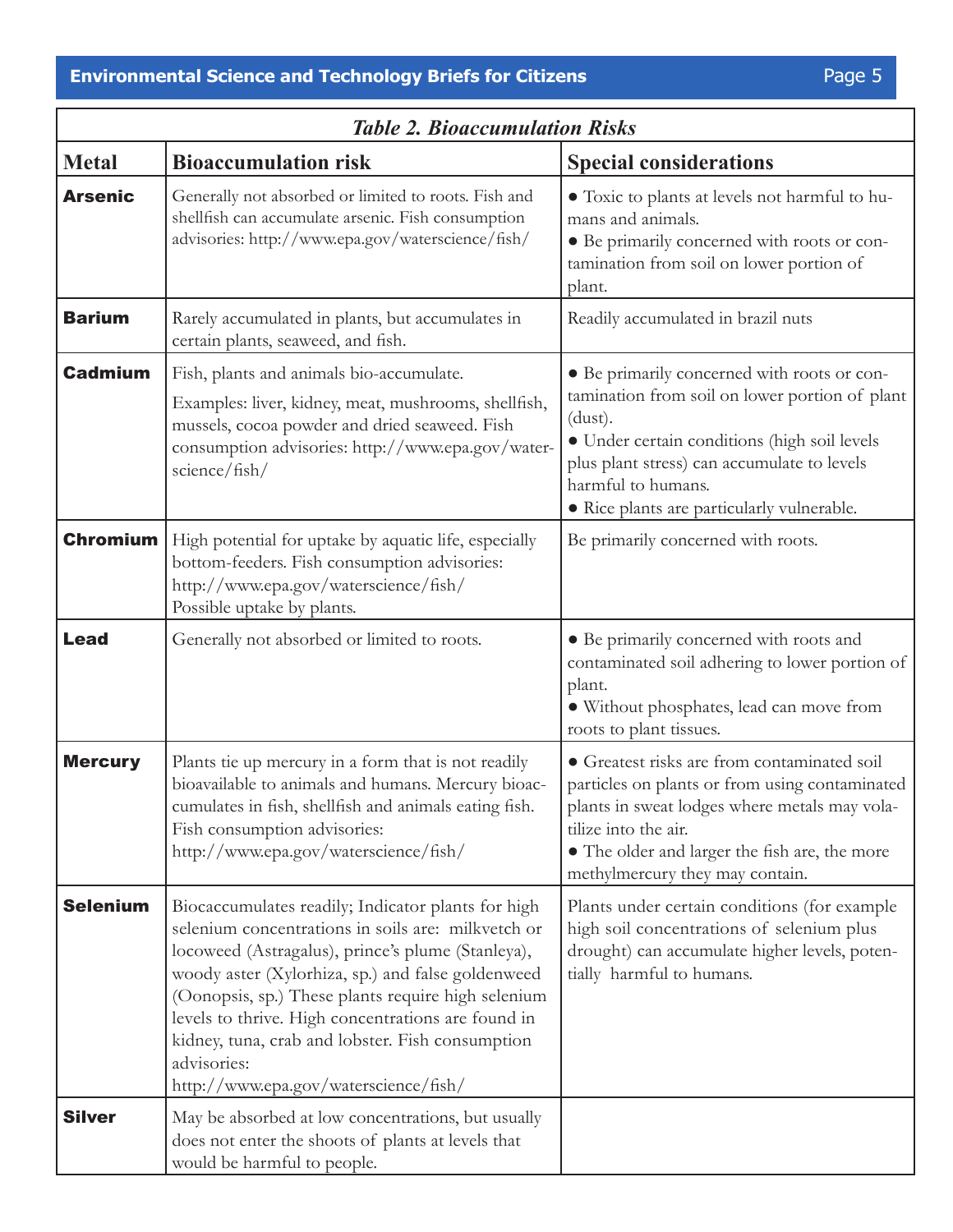**Table 2. Bioaccumulation Risks**

| Metal | Bioaccumulation risk | Special considerations |
|---|---|---|
| **Arsenic** | Generally not absorbed or limited to roots. Fish and shellfish can accumulate arsenic. Fish consumption advisories: http://www.epa.gov/waterscience/fish/ | • Toxic to plants at levels not harmful to humans and animals.<br>• Be primarily concerned with roots or contamination from soil on lower portion of plant. |
| **Barium** | Rarely accumulated in plants, but accumulates in certain plants, seaweed, and fish. | Readily accumulated in brazil nuts |
| **Cadmium** | Fish, plants and animals bio-accumulate.<br>Examples: liver, kidney, meat, mushrooms, shellfish, mussels, cocoa powder and dried seaweed. Fish consumption advisories: http://www.epa.gov/waterscience/fish/ | • Be primarily concerned with roots or contamination from soil on lower portion of plant (dust).<br>• Under certain conditions (high soil levels plus plant stress) can accumulate to levels harmful to humans.<br>• Rice plants are particularly vulnerable. |
| **Chromium** | High potential for uptake by aquatic life, especially bottom-feeders. Fish consumption advisories: http://www.epa.gov/waterscience/fish/<br>Possible uptake by plants. | Be primarily concerned with roots. |
| **Lead** | Generally not absorbed or limited to roots. | • Be primarily concerned with roots and contaminated soil adhering to lower portion of plant.<br>• Without phosphates, lead can move from roots to plant tissues. |
| **Mercury** | Plants tie up mercury in a form that is not readily bioavailable to animals and humans. Mercury bioaccumulates in fish, shellfish and animals eating fish. Fish consumption advisories: http://www.epa.gov/waterscience/fish/ | • Greatest risks are from contaminated soil particles on plants or from using contaminated plants in sweat lodges where metals may volatilize into the air.<br>• The older and larger the fish are, the more methylmercury they may contain. |
| **Selenium** | Biocaccumulates readily; Indicator plants for high selenium concentrations in soils are: milkvetch or locoweed (Astragalus), prince's plume (Stanleya), woody aster (Xylorhiza, sp.) and false goldenweed (Oonopsis, sp.) These plants require high selenium levels to thrive. High concentrations are found in kidney, tuna, crab and lobster. Fish consumption advisories: http://www.epa.gov/waterscience/fish/ | Plants under certain conditions (for example high soil concentrations of selenium plus drought) can accumulate higher levels, potentially harmful to humans. |
| **Silver** | May be absorbed at low concentrations, but usually does not enter the shoots of plants at levels that would be harmful to people. | |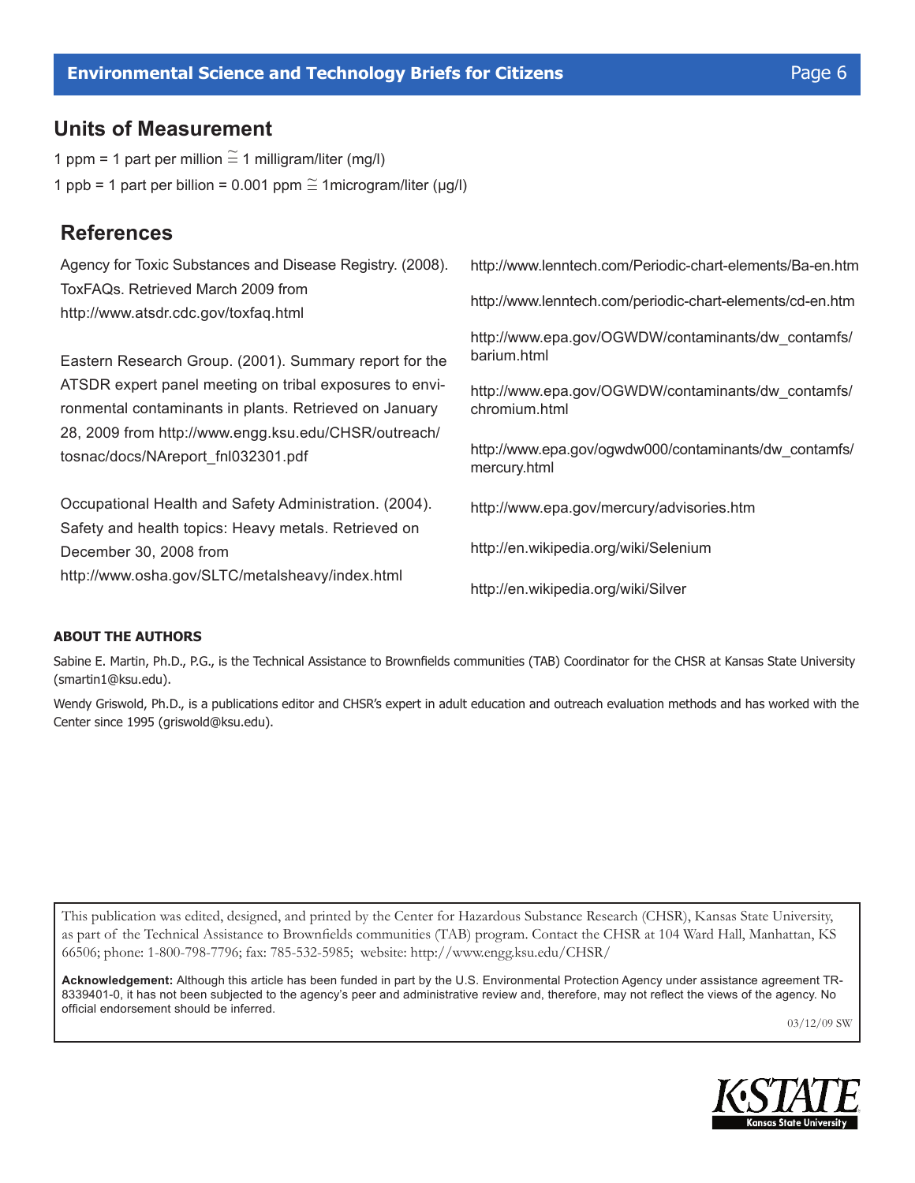## Units of Measurement

1 ppm = 1 part per million ≅ 1 milligram/liter (mg/l)

1 ppb = 1 part per billion = 0.001 ppm ≅ 1microgram/liter (µg/l)

## References

Agency for Toxic Substances and Disease Registry. (2008). ToxFAQs. Retrieved March 2009 from http://www.atsdr.cdc.gov/toxfaq.html

Eastern Research Group. (2001). Summary report for the ATSDR expert panel meeting on tribal exposures to environmental contaminants in plants. Retrieved on January 28, 2009 from http://www.engg.ksu.edu/CHSR/outreach/tosnac/docs/NAreport_fnl032301.pdf

Occupational Health and Safety Administration. (2004). Safety and health topics: Heavy metals. Retrieved on December 30, 2008 from http://www.osha.gov/SLTC/metalsheavy/index.html

http://www.lenntech.com/Periodic-chart-elements/Ba-en.htm

http://www.lenntech.com/periodic-chart-elements/cd-en.htm

http://www.epa.gov/OGWDW/contaminants/dw_contamfs/barium.html

http://www.epa.gov/OGWDW/contaminants/dw_contamfs/chromium.html

http://www.epa.gov/ogwdw000/contaminants/dw_contamfs/mercury.html

http://www.epa.gov/mercury/advisories.htm

http://en.wikipedia.org/wiki/Selenium

http://en.wikipedia.org/wiki/Silver

**ABOUT THE AUTHORS**

Sabine E. Martin, Ph.D., P.G., is the Technical Assistance to Brownfields communities (TAB) Coordinator for the CHSR at Kansas State University (smartin1@ksu.edu).

Wendy Griswold, Ph.D., is a publications editor and CHSR's expert in adult education and outreach evaluation methods and has worked with the Center since 1995 (griswold@ksu.edu).

This publication was edited, designed, and printed by the Center for Hazardous Substance Research (CHSR), Kansas State University, as part of the Technical Assistance to Brownfields communities (TAB) program. Contact the CHSR at 104 Ward Hall, Manhattan, KS 66506; phone: 1-800-798-7796; fax: 785-532-5985; website: http://www.engg.ksu.edu/CHSR/

**Acknowledgement:** Although this article has been funded in part by the U.S. Environmental Protection Agency under assistance agreement TR-8339401-0, it has not been subjected to the agency's peer and administrative review and, therefore, may not reflect the views of the agency. No official endorsement should be inferred.

03/12/09 SW

K-STATE Kansas State University